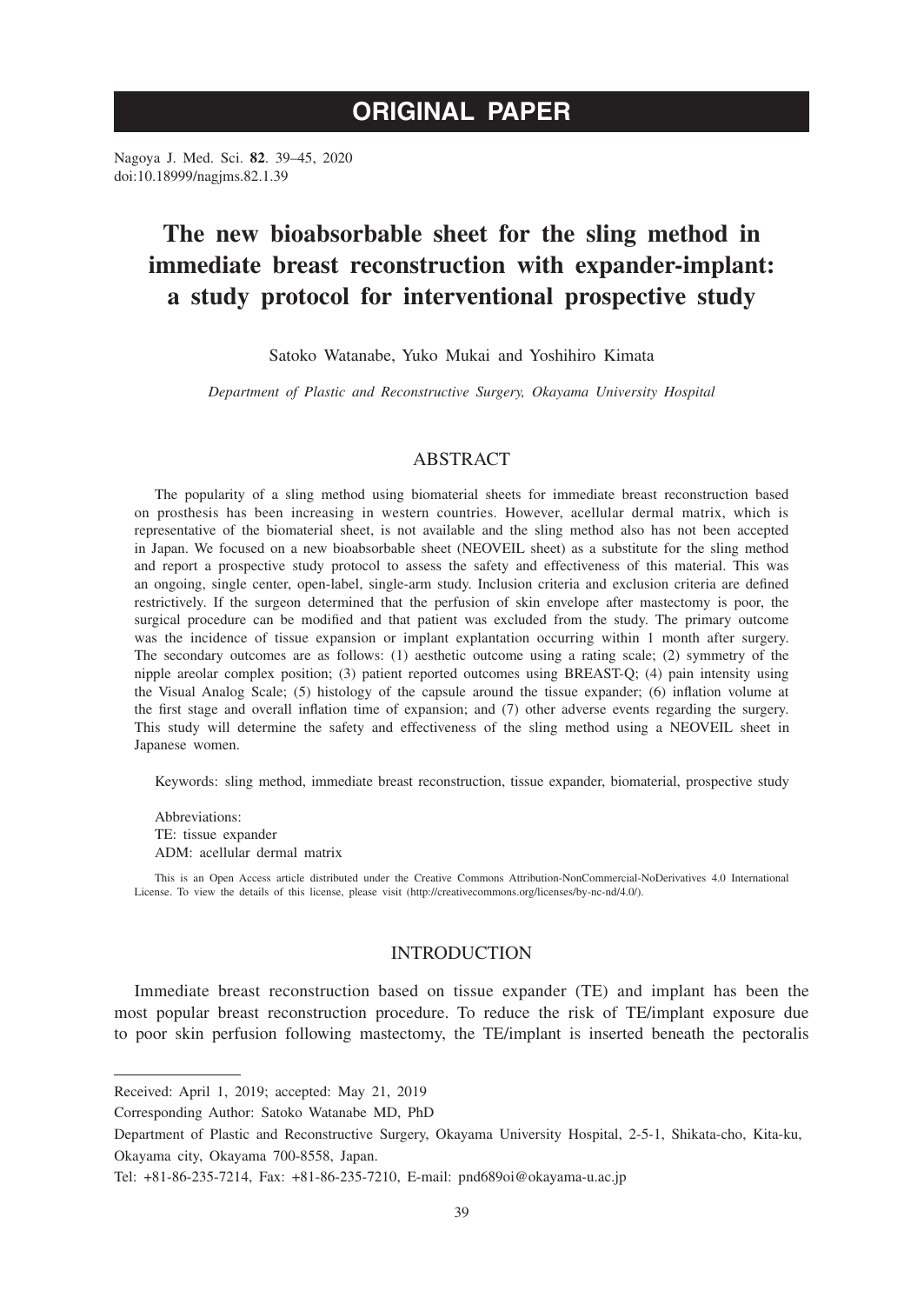# ORIGINAL PAPER

Nagoya J. Med. Sci. **82**. 39–45, 2020
doi:10.18999/nagjms.82.1.39

# The new bioabsorbable sheet for the sling method in immediate breast reconstruction with expander-implant: a study protocol for interventional prospective study

Satoko Watanabe, Yuko Mukai and Yoshihiro Kimata

*Department of Plastic and Reconstructive Surgery, Okayama University Hospital*

## ABSTRACT

The popularity of a sling method using biomaterial sheets for immediate breast reconstruction based on prosthesis has been increasing in western countries. However, acellular dermal matrix, which is representative of the biomaterial sheet, is not available and the sling method also has not been accepted in Japan. We focused on a new bioabsorbable sheet (NEOVEIL sheet) as a substitute for the sling method and report a prospective study protocol to assess the safety and effectiveness of this material. This was an ongoing, single center, open-label, single-arm study. Inclusion criteria and exclusion criteria are defined restrictively. If the surgeon determined that the perfusion of skin envelope after mastectomy is poor, the surgical procedure can be modified and that patient was excluded from the study. The primary outcome was the incidence of tissue expansion or implant explantation occurring within 1 month after surgery. The secondary outcomes are as follows: (1) aesthetic outcome using a rating scale; (2) symmetry of the nipple areolar complex position; (3) patient reported outcomes using BREAST-Q; (4) pain intensity using the Visual Analog Scale; (5) histology of the capsule around the tissue expander; (6) inflation volume at the first stage and overall inflation time of expansion; and (7) other adverse events regarding the surgery. This study will determine the safety and effectiveness of the sling method using a NEOVEIL sheet in Japanese women.

Keywords: sling method, immediate breast reconstruction, tissue expander, biomaterial, prospective study

Abbreviations:
TE: tissue expander
ADM: acellular dermal matrix

This is an Open Access article distributed under the Creative Commons Attribution-NonCommercial-NoDerivatives 4.0 International License. To view the details of this license, please visit (http://creativecommons.org/licenses/by-nc-nd/4.0/).

## INTRODUCTION

Immediate breast reconstruction based on tissue expander (TE) and implant has been the most popular breast reconstruction procedure. To reduce the risk of TE/implant exposure due to poor skin perfusion following mastectomy, the TE/implant is inserted beneath the pectoralis

---

Received: April 1, 2019; accepted: May 21, 2019

Corresponding Author: Satoko Watanabe MD, PhD

Department of Plastic and Reconstructive Surgery, Okayama University Hospital, 2-5-1, Shikata-cho, Kita-ku, Okayama city, Okayama 700-8558, Japan.

Tel: +81-86-235-7214, Fax: +81-86-235-7210, E-mail: pnd689oi@okayama-u.ac.jp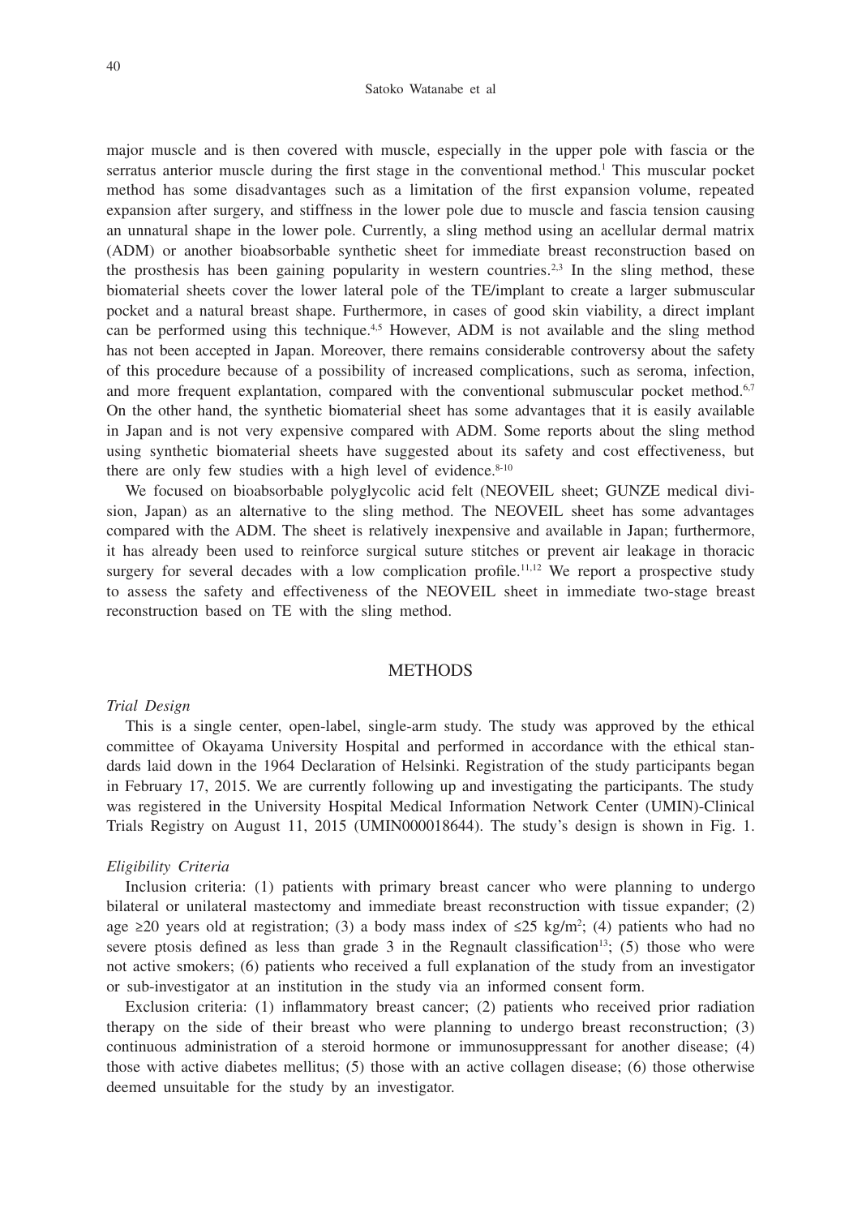major muscle and is then covered with muscle, especially in the upper pole with fascia or the serratus anterior muscle during the first stage in the conventional method.[1] This muscular pocket method has some disadvantages such as a limitation of the first expansion volume, repeated expansion after surgery, and stiffness in the lower pole due to muscle and fascia tension causing an unnatural shape in the lower pole. Currently, a sling method using an acellular dermal matrix (ADM) or another bioabsorbable synthetic sheet for immediate breast reconstruction based on the prosthesis has been gaining popularity in western countries.[2,3] In the sling method, these biomaterial sheets cover the lower lateral pole of the TE/implant to create a larger submuscular pocket and a natural breast shape. Furthermore, in cases of good skin viability, a direct implant can be performed using this technique.[4,5] However, ADM is not available and the sling method has not been accepted in Japan. Moreover, there remains considerable controversy about the safety of this procedure because of a possibility of increased complications, such as seroma, infection, and more frequent explantation, compared with the conventional submuscular pocket method.[6,7] On the other hand, the synthetic biomaterial sheet has some advantages that it is easily available in Japan and is not very expensive compared with ADM. Some reports about the sling method using synthetic biomaterial sheets have suggested about its safety and cost effectiveness, but there are only few studies with a high level of evidence.[8-10]

We focused on bioabsorbable polyglycolic acid felt (NEOVEIL sheet; GUNZE medical division, Japan) as an alternative to the sling method. The NEOVEIL sheet has some advantages compared with the ADM. The sheet is relatively inexpensive and available in Japan; furthermore, it has already been used to reinforce surgical suture stitches or prevent air leakage in thoracic surgery for several decades with a low complication profile.[11,12] We report a prospective study to assess the safety and effectiveness of the NEOVEIL sheet in immediate two-stage breast reconstruction based on TE with the sling method.

## METHODS

### *Trial Design*

This is a single center, open-label, single-arm study. The study was approved by the ethical committee of Okayama University Hospital and performed in accordance with the ethical standards laid down in the 1964 Declaration of Helsinki. Registration of the study participants began in February 17, 2015. We are currently following up and investigating the participants. The study was registered in the University Hospital Medical Information Network Center (UMIN)-Clinical Trials Registry on August 11, 2015 (UMIN000018644). The study's design is shown in Fig. 1.

### *Eligibility Criteria*

Inclusion criteria: (1) patients with primary breast cancer who were planning to undergo bilateral or unilateral mastectomy and immediate breast reconstruction with tissue expander; (2) age ≥20 years old at registration; (3) a body mass index of ≤25 kg/m$^2$; (4) patients who had no severe ptosis defined as less than grade 3 in the Regnault classification[13]; (5) those who were not active smokers; (6) patients who received a full explanation of the study from an investigator or sub-investigator at an institution in the study via an informed consent form.

Exclusion criteria: (1) inflammatory breast cancer; (2) patients who received prior radiation therapy on the side of their breast who were planning to undergo breast reconstruction; (3) continuous administration of a steroid hormone or immunosuppressant for another disease; (4) those with active diabetes mellitus; (5) those with an active collagen disease; (6) those otherwise deemed unsuitable for the study by an investigator.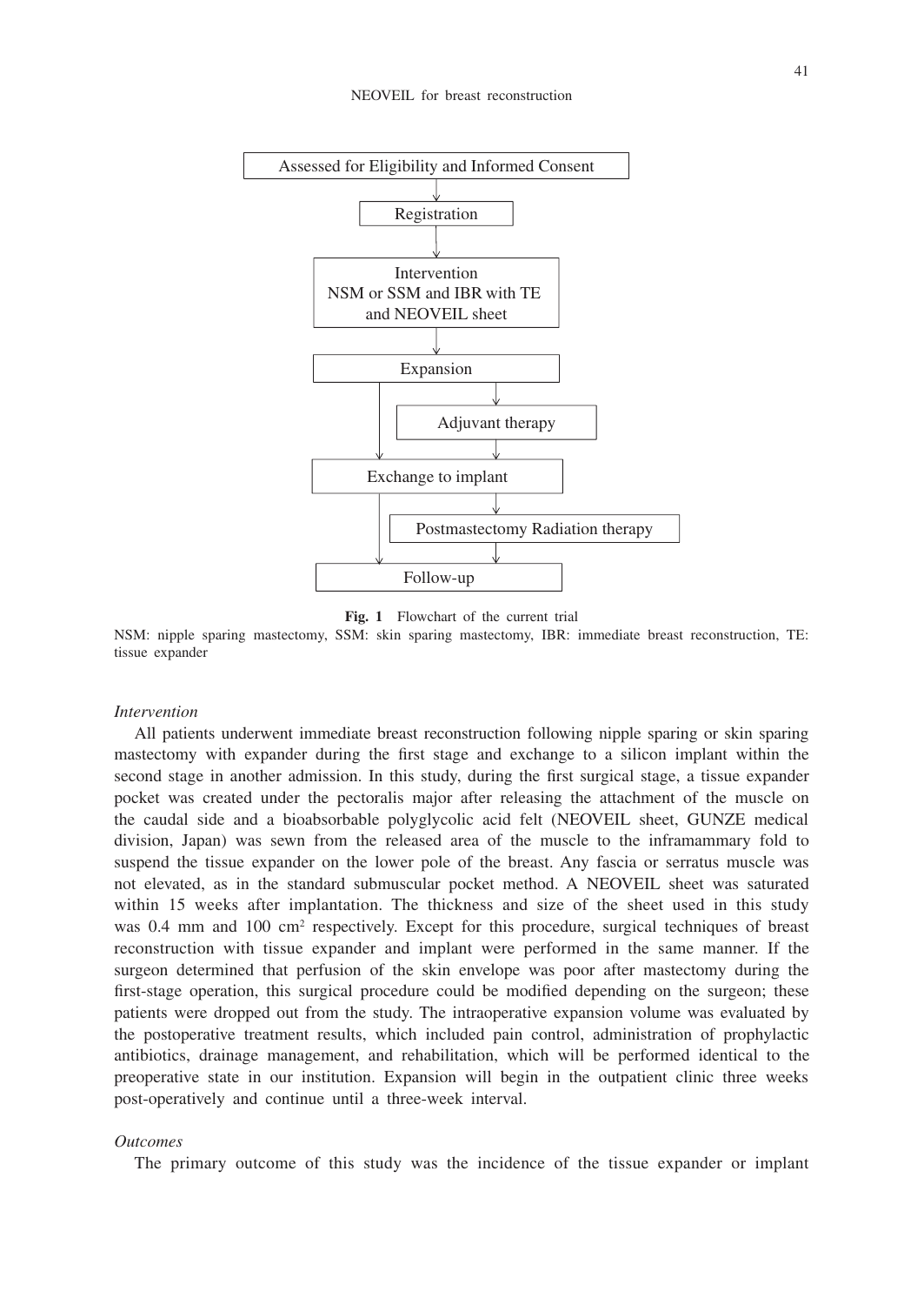Assessed for Eligibility and Informed Consent

↓

Registration

↓

Intervention
NSM or SSM and IBR with TE and NEOVEIL sheet

↓

Expansion

↓ (→ Adjuvant therapy)

Exchange to implant

↓ (→ Postmastectomy Radiation therapy)

Follow-up

**Fig. 1** Flowchart of the current trial

NSM: nipple sparing mastectomy, SSM: skin sparing mastectomy, IBR: immediate breast reconstruction, TE: tissue expander

*Intervention*

All patients underwent immediate breast reconstruction following nipple sparing or skin sparing mastectomy with expander during the first stage and exchange to a silicon implant within the second stage in another admission. In this study, during the first surgical stage, a tissue expander pocket was created under the pectoralis major after releasing the attachment of the muscle on the caudal side and a bioabsorbable polyglycolic acid felt (NEOVEIL sheet, GUNZE medical division, Japan) was sewn from the released area of the muscle to the inframammary fold to suspend the tissue expander on the lower pole of the breast. Any fascia or serratus muscle was not elevated, as in the standard submuscular pocket method. A NEOVEIL sheet was saturated within 15 weeks after implantation. The thickness and size of the sheet used in this study was 0.4 mm and 100 $cm^2$ respectively. Except for this procedure, surgical techniques of breast reconstruction with tissue expander and implant were performed in the same manner. If the surgeon determined that perfusion of the skin envelope was poor after mastectomy during the first-stage operation, this surgical procedure could be modified depending on the surgeon; these patients were dropped out from the study. The intraoperative expansion volume was evaluated by the postoperative treatment results, which included pain control, administration of prophylactic antibiotics, drainage management, and rehabilitation, which will be performed identical to the preoperative state in our institution. Expansion will begin in the outpatient clinic three weeks post-operatively and continue until a three-week interval.

*Outcomes*

The primary outcome of this study was the incidence of the tissue expander or implant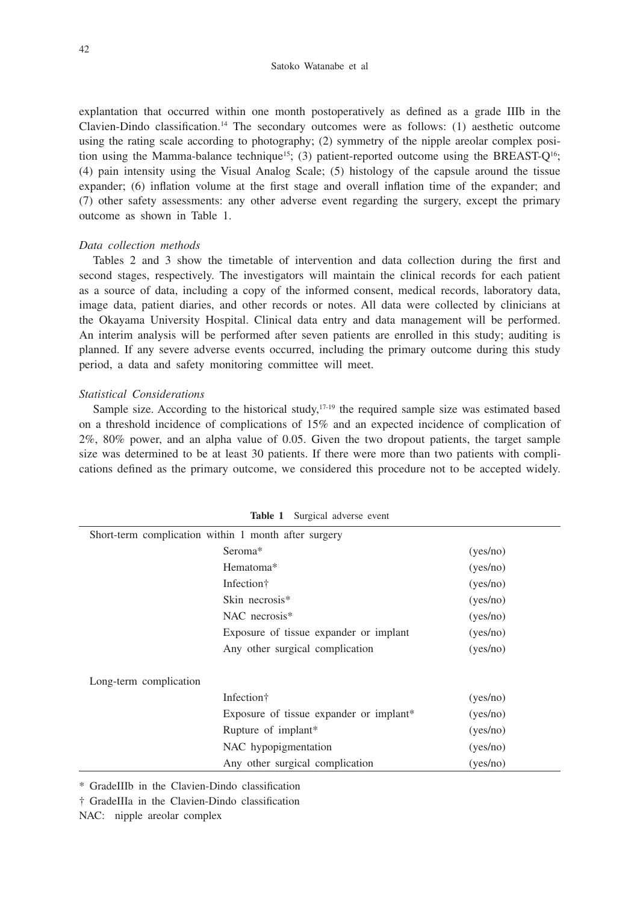explantation that occurred within one month postoperatively as defined as a grade IIIb in the Clavien-Dindo classification.[14] The secondary outcomes were as follows: (1) aesthetic outcome using the rating scale according to photography; (2) symmetry of the nipple areolar complex position using the Mamma-balance technique[15]; (3) patient-reported outcome using the BREAST-Q[16]; (4) pain intensity using the Visual Analog Scale; (5) histology of the capsule around the tissue expander; (6) inflation volume at the first stage and overall inflation time of the expander; and (7) other safety assessments: any other adverse event regarding the surgery, except the primary outcome as shown in Table 1.

*Data collection methods*

Tables 2 and 3 show the timetable of intervention and data collection during the first and second stages, respectively. The investigators will maintain the clinical records for each patient as a source of data, including a copy of the informed consent, medical records, laboratory data, image data, patient diaries, and other records or notes. All data were collected by clinicians at the Okayama University Hospital. Clinical data entry and data management will be performed. An interim analysis will be performed after seven patients are enrolled in this study; auditing is planned. If any severe adverse events occurred, including the primary outcome during this study period, a data and safety monitoring committee will meet.

*Statistical Considerations*

Sample size. According to the historical study,[17-19] the required sample size was estimated based on a threshold incidence of complications of 15% and an expected incidence of complication of 2%, 80% power, and an alpha value of 0.05. Given the two dropout patients, the target sample size was determined to be at least 30 patients. If there were more than two patients with complications defined as the primary outcome, we considered this procedure not to be accepted widely.

**Table 1** Surgical adverse event

| Short-term complication within 1 month after surgery | | |
|---|---|---|
| | Seroma* | (yes/no) |
| | Hematoma* | (yes/no) |
| | Infection† | (yes/no) |
| | Skin necrosis* | (yes/no) |
| | NAC necrosis* | (yes/no) |
| | Exposure of tissue expander or implant | (yes/no) |
| | Any other surgical complication | (yes/no) |
| Long-term complication | | |
| | Infection† | (yes/no) |
| | Exposure of tissue expander or implant* | (yes/no) |
| | Rupture of implant* | (yes/no) |
| | NAC hypopigmentation | (yes/no) |
| | Any other surgical complication | (yes/no) |

\* GradeIIIb in the Clavien-Dindo classification

† GradeIIIa in the Clavien-Dindo classification

NAC: nipple areolar complex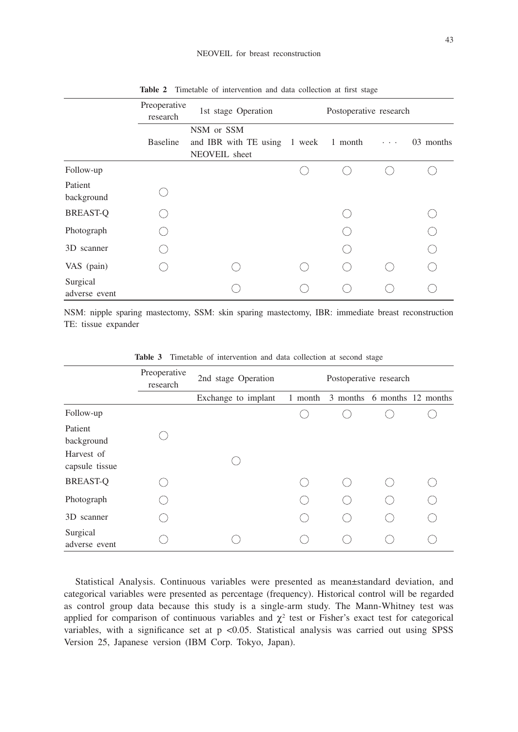**Table 2** Timetable of intervention and data collection at first stage

| | Preoperative research | 1st stage Operation | Postoperative research | | | |
|---|---|---|---|---|---|---|
| | Baseline | NSM or SSM and IBR with TE using NEOVEIL sheet | 1 week | 1 month | · · · | 03 months |
| Follow-up | | | ◯ | ◯ | ◯ | ◯ |
| Patient background | ◯ | | | | | |
| BREAST-Q | ◯ | | | ◯ | | ◯ |
| Photograph | ◯ | | | ◯ | | ◯ |
| 3D scanner | ◯ | | | ◯ | | ◯ |
| VAS (pain) | ◯ | ◯ | ◯ | ◯ | ◯ | ◯ |
| Surgical adverse event | | ◯ | ◯ | ◯ | ◯ | ◯ |

NSM: nipple sparing mastectomy, SSM: skin sparing mastectomy, IBR: immediate breast reconstruction
TE: tissue expander

**Table 3** Timetable of intervention and data collection at second stage

| | Preoperative research | 2nd stage Operation | Postoperative research | | | |
|---|---|---|---|---|---|---|
| | | Exchange to implant | 1 month | 3 months | 6 months | 12 months |
| Follow-up | | | ◯ | ◯ | ◯ | ◯ |
| Patient background | ◯ | | | | | |
| Harvest of capsule tissue | | ◯ | | | | |
| BREAST-Q | ◯ | | ◯ | ◯ | ◯ | ◯ |
| Photograph | ◯ | | ◯ | ◯ | ◯ | ◯ |
| 3D scanner | ◯ | | ◯ | ◯ | ◯ | ◯ |
| Surgical adverse event | ◯ | ◯ | ◯ | ◯ | ◯ | ◯ |

Statistical Analysis. Continuous variables were presented as mean±standard deviation, and categorical variables were presented as percentage (frequency). Historical control will be regarded as control group data because this study is a single-arm study. The Mann-Whitney test was applied for comparison of continuous variables and $\chi^2$ test or Fisher's exact test for categorical variables, with a significance set at $p < 0.05$. Statistical analysis was carried out using SPSS Version 25, Japanese version (IBM Corp. Tokyo, Japan).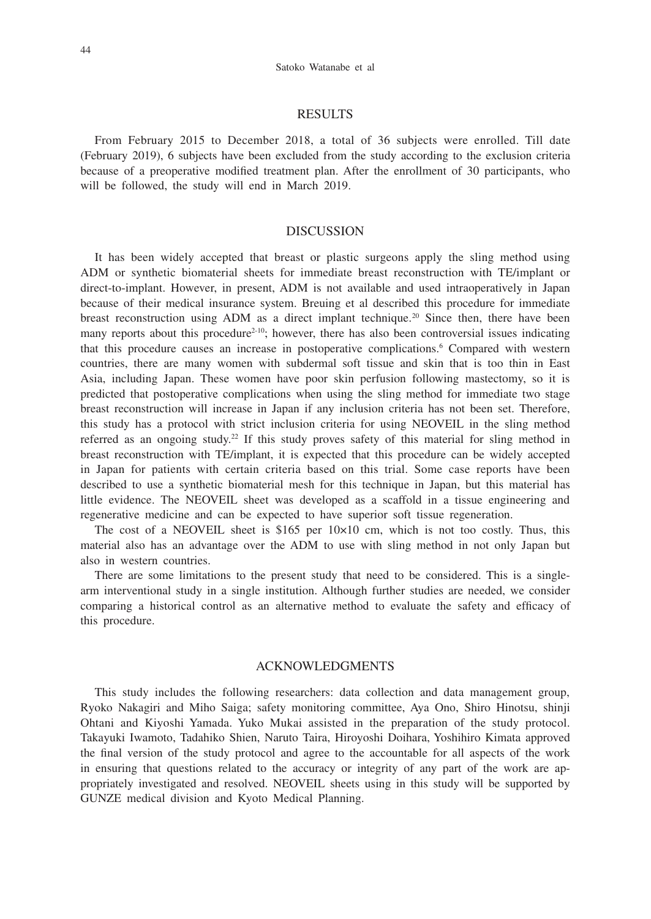## RESULTS

From February 2015 to December 2018, a total of 36 subjects were enrolled. Till date (February 2019), 6 subjects have been excluded from the study according to the exclusion criteria because of a preoperative modified treatment plan. After the enrollment of 30 participants, who will be followed, the study will end in March 2019.

## DISCUSSION

It has been widely accepted that breast or plastic surgeons apply the sling method using ADM or synthetic biomaterial sheets for immediate breast reconstruction with TE/implant or direct-to-implant. However, in present, ADM is not available and used intraoperatively in Japan because of their medical insurance system. Breuing et al described this procedure for immediate breast reconstruction using ADM as a direct implant technique.[20] Since then, there have been many reports about this procedure[2-10]; however, there has also been controversial issues indicating that this procedure causes an increase in postoperative complications.[6] Compared with western countries, there are many women with subdermal soft tissue and skin that is too thin in East Asia, including Japan. These women have poor skin perfusion following mastectomy, so it is predicted that postoperative complications when using the sling method for immediate two stage breast reconstruction will increase in Japan if any inclusion criteria has not been set. Therefore, this study has a protocol with strict inclusion criteria for using NEOVEIL in the sling method referred as an ongoing study.[22] If this study proves safety of this material for sling method in breast reconstruction with TE/implant, it is expected that this procedure can be widely accepted in Japan for patients with certain criteria based on this trial. Some case reports have been described to use a synthetic biomaterial mesh for this technique in Japan, but this material has little evidence. The NEOVEIL sheet was developed as a scaffold in a tissue engineering and regenerative medicine and can be expected to have superior soft tissue regeneration.

The cost of a NEOVEIL sheet is \$165 per 10×10 cm, which is not too costly. Thus, this material also has an advantage over the ADM to use with sling method in not only Japan but also in western countries.

There are some limitations to the present study that need to be considered. This is a single-arm interventional study in a single institution. Although further studies are needed, we consider comparing a historical control as an alternative method to evaluate the safety and efficacy of this procedure.

## ACKNOWLEDGMENTS

This study includes the following researchers: data collection and data management group, Ryoko Nakagiri and Miho Saiga; safety monitoring committee, Aya Ono, Shiro Hinotsu, shinji Ohtani and Kiyoshi Yamada. Yuko Mukai assisted in the preparation of the study protocol. Takayuki Iwamoto, Tadahiko Shien, Naruto Taira, Hiroyoshi Doihara, Yoshihiro Kimata approved the final version of the study protocol and agree to the accountable for all aspects of the work in ensuring that questions related to the accuracy or integrity of any part of the work are appropriately investigated and resolved. NEOVEIL sheets using in this study will be supported by GUNZE medical division and Kyoto Medical Planning.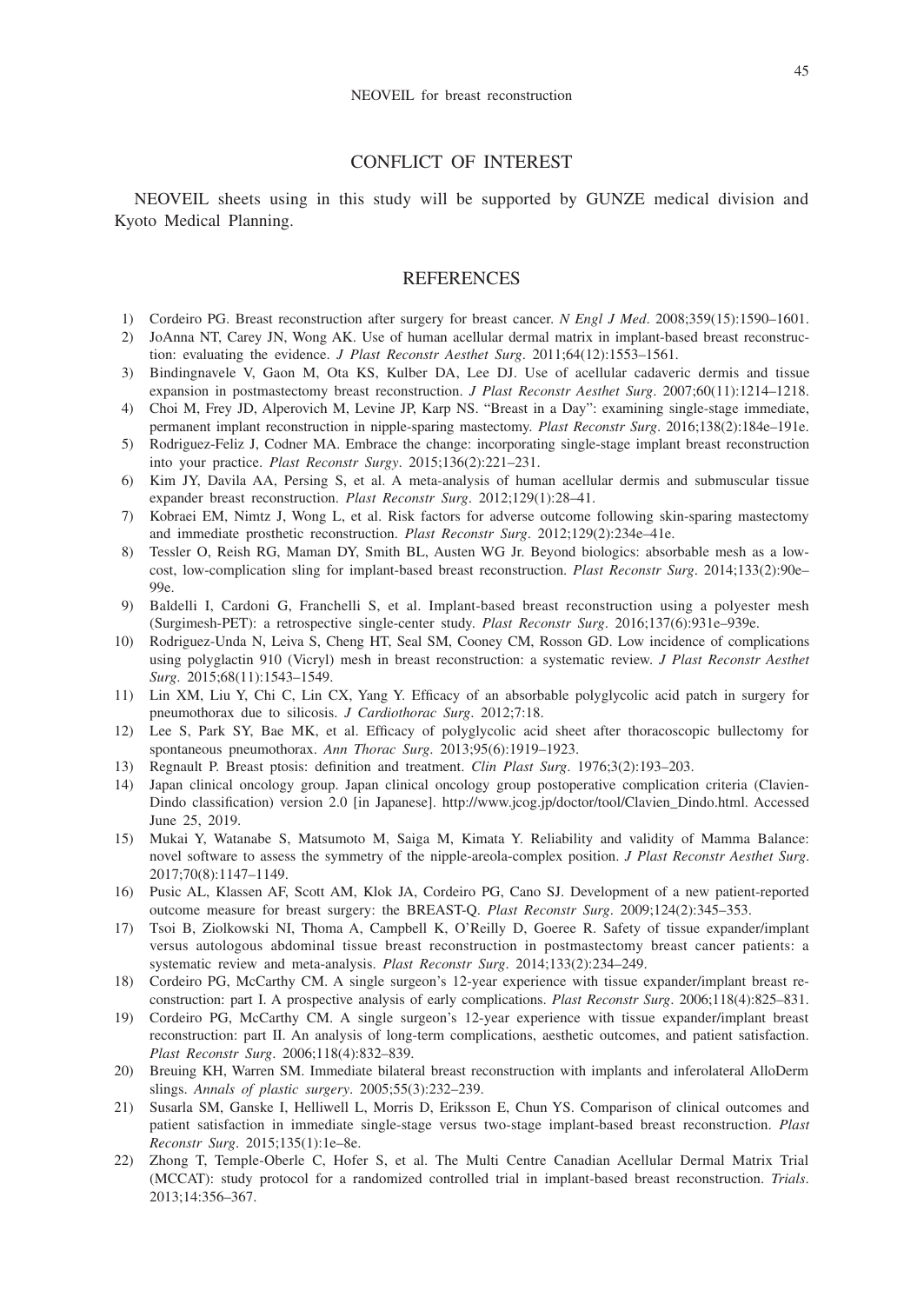## CONFLICT OF INTEREST

NEOVEIL sheets using in this study will be supported by GUNZE medical division and Kyoto Medical Planning.

## REFERENCES

1) Cordeiro PG. Breast reconstruction after surgery for breast cancer. *N Engl J Med*. 2008;359(15):1590–1601.
2) JoAnna NT, Carey JN, Wong AK. Use of human acellular dermal matrix in implant-based breast reconstruction: evaluating the evidence. *J Plast Reconstr Aesthet Surg*. 2011;64(12):1553–1561.
3) Bindingnavele V, Gaon M, Ota KS, Kulber DA, Lee DJ. Use of acellular cadaveric dermis and tissue expansion in postmastectomy breast reconstruction. *J Plast Reconstr Aesthet Surg*. 2007;60(11):1214–1218.
4) Choi M, Frey JD, Alperovich M, Levine JP, Karp NS. "Breast in a Day": examining single-stage immediate, permanent implant reconstruction in nipple-sparing mastectomy. *Plast Reconstr Surg*. 2016;138(2):184e–191e.
5) Rodriguez-Feliz J, Codner MA. Embrace the change: incorporating single-stage implant breast reconstruction into your practice. *Plast Reconstr Surgy*. 2015;136(2):221–231.
6) Kim JY, Davila AA, Persing S, et al. A meta-analysis of human acellular dermis and submuscular tissue expander breast reconstruction. *Plast Reconstr Surg*. 2012;129(1):28–41.
7) Kobraei EM, Nimtz J, Wong L, et al. Risk factors for adverse outcome following skin-sparing mastectomy and immediate prosthetic reconstruction. *Plast Reconstr Surg*. 2012;129(2):234e–41e.
8) Tessler O, Reish RG, Maman DY, Smith BL, Austen WG Jr. Beyond biologics: absorbable mesh as a low-cost, low-complication sling for implant-based breast reconstruction. *Plast Reconstr Surg*. 2014;133(2):90e–99e.
9) Baldelli I, Cardoni G, Franchelli S, et al. Implant-based breast reconstruction using a polyester mesh (Surgimesh-PET): a retrospective single-center study. *Plast Reconstr Surg*. 2016;137(6):931e–939e.
10) Rodriguez-Unda N, Leiva S, Cheng HT, Seal SM, Cooney CM, Rosson GD. Low incidence of complications using polyglactin 910 (Vicryl) mesh in breast reconstruction: a systematic review. *J Plast Reconstr Aesthet Surg*. 2015;68(11):1543–1549.
11) Lin XM, Liu Y, Chi C, Lin CX, Yang Y. Efficacy of an absorbable polyglycolic acid patch in surgery for pneumothorax due to silicosis. *J Cardiothorac Surg*. 2012;7:18.
12) Lee S, Park SY, Bae MK, et al. Efficacy of polyglycolic acid sheet after thoracoscopic bullectomy for spontaneous pneumothorax. *Ann Thorac Surg*. 2013;95(6):1919–1923.
13) Regnault P. Breast ptosis: definition and treatment. *Clin Plast Surg*. 1976;3(2):193–203.
14) Japan clinical oncology group. Japan clinical oncology group postoperative complication criteria (Clavien-Dindo classification) version 2.0 [in Japanese]. http://www.jcog.jp/doctor/tool/Clavien_Dindo.html. Accessed June 25, 2019.
15) Mukai Y, Watanabe S, Matsumoto M, Saiga M, Kimata Y. Reliability and validity of Mamma Balance: novel software to assess the symmetry of the nipple-areola-complex position. *J Plast Reconstr Aesthet Surg*. 2017;70(8):1147–1149.
16) Pusic AL, Klassen AF, Scott AM, Klok JA, Cordeiro PG, Cano SJ. Development of a new patient-reported outcome measure for breast surgery: the BREAST-Q. *Plast Reconstr Surg*. 2009;124(2):345–353.
17) Tsoi B, Ziolkowski NI, Thoma A, Campbell K, O'Reilly D, Goeree R. Safety of tissue expander/implant versus autologous abdominal tissue breast reconstruction in postmastectomy breast cancer patients: a systematic review and meta-analysis. *Plast Reconstr Surg*. 2014;133(2):234–249.
18) Cordeiro PG, McCarthy CM. A single surgeon's 12-year experience with tissue expander/implant breast reconstruction: part I. A prospective analysis of early complications. *Plast Reconstr Surg*. 2006;118(4):825–831.
19) Cordeiro PG, McCarthy CM. A single surgeon's 12-year experience with tissue expander/implant breast reconstruction: part II. An analysis of long-term complications, aesthetic outcomes, and patient satisfaction. *Plast Reconstr Surg*. 2006;118(4):832–839.
20) Breuing KH, Warren SM. Immediate bilateral breast reconstruction with implants and inferolateral AlloDerm slings. *Annals of plastic surgery*. 2005;55(3):232–239.
21) Susarla SM, Ganske I, Helliwell L, Morris D, Eriksson E, Chun YS. Comparison of clinical outcomes and patient satisfaction in immediate single-stage versus two-stage implant-based breast reconstruction. *Plast Reconstr Surg*. 2015;135(1):1e–8e.
22) Zhong T, Temple-Oberle C, Hofer S, et al. The Multi Centre Canadian Acellular Dermal Matrix Trial (MCCAT): study protocol for a randomized controlled trial in implant-based breast reconstruction. *Trials*. 2013;14:356–367.